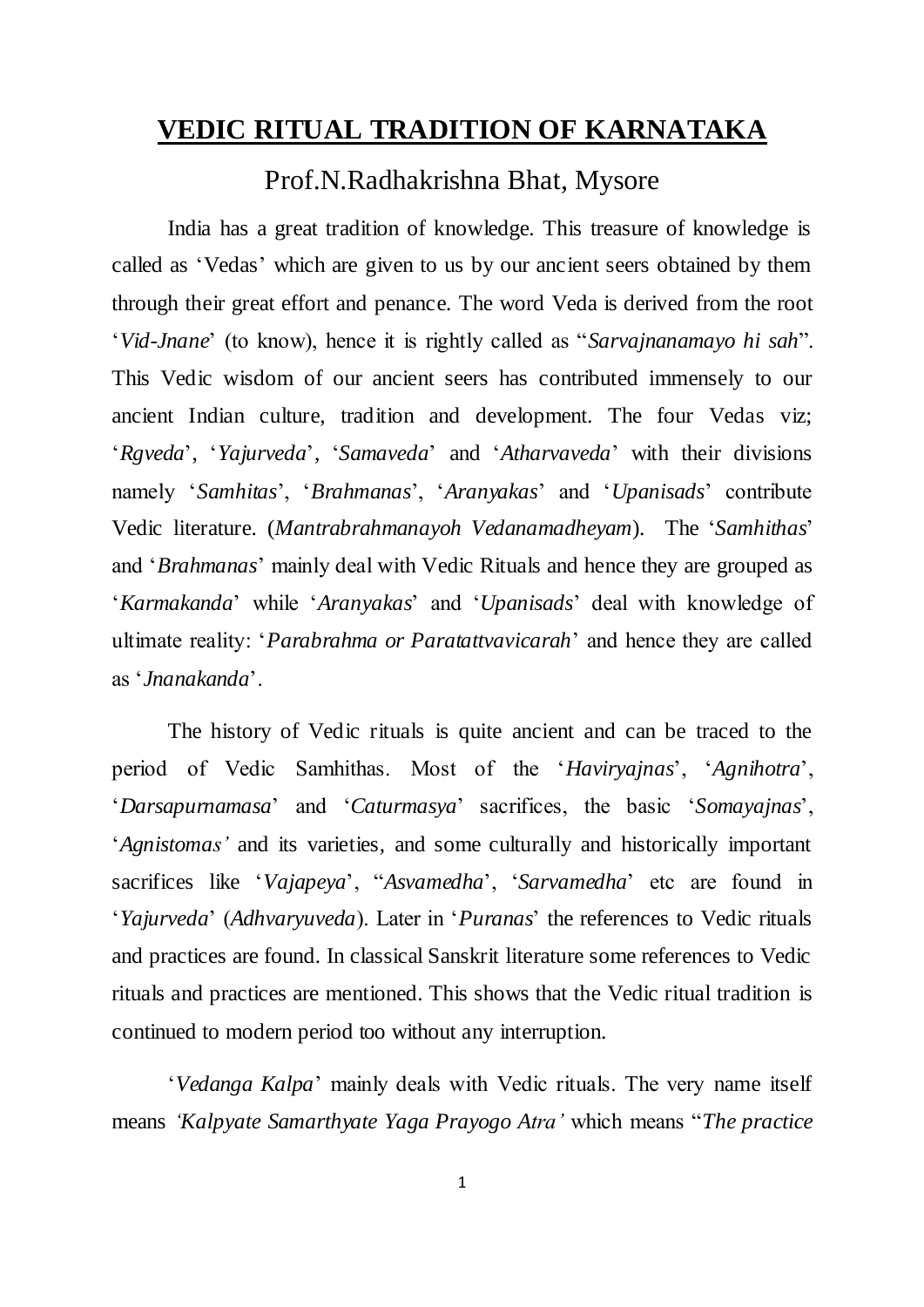# <u>VEDIC RITUAL TRADITION OF KARNATAKA</u>

## Prof.N.Radhakrishna Bhat, Mysore

India has a great tradition of knowledge. This treasure of knowledge is called as 'Vedas' which are given to us by our ancient seers obtained by them through their great effort and penance. The word Veda is derived from the root '*Vid-Jnane*' (to know), hence it is rightly called as "*Sarvajnanamayo hi sah*". This Vedic wisdom of our ancient seers has contributed immensely to our ancient Indian culture, tradition and development. The four Vedas viz; '*Rgveda*', '*Yajurveda*', '*Samaveda*' and '*Atharvaveda*' with their divisions namely '*Samhitas*', '*Brahmanas*', '*Aranyakas*' and '*Upanisads*' contribute Vedic literature. (*Mantrabrahmanayoh Vedanamadheyam*). The '*Samhithas*' and '*Brahmanas*' mainly deal with Vedic Rituals and hence they are grouped as '*Karmakanda*' while '*Aranyakas*' and '*Upanisads*' deal with knowledge of ultimate reality: '*Parabrahma or Paratattvavicarah*' and hence they are called as '*Jnanakanda*'.

The history of Vedic rituals is quite ancient and can be traced to the period of Vedic Samhithas. Most of the '*Haviryajnas*', '*Agnihotra*', '*Darsapurnamasa*' and '*Caturmasya*' sacrifices, the basic '*Somayajnas*', '*Agnistomas'* and its varieties, and some culturally and historically important sacrifices like '*Vajapeya*', "*Asvamedha*', '*Sarvamedha*' etc are found in '*Yajurveda*' (*Adhvaryuveda*). Later in '*Puranas*' the references to Vedic rituals and practices are found. In classical Sanskrit literature some references to Vedic rituals and practices are mentioned. This shows that the Vedic ritual tradition is continued to modern period too without any interruption.

'*Vedanga Kalpa*' mainly deals with Vedic rituals. The very name itself means *'Kalpyate Samarthyate Yaga Prayogo Atra'* which means "*The practice*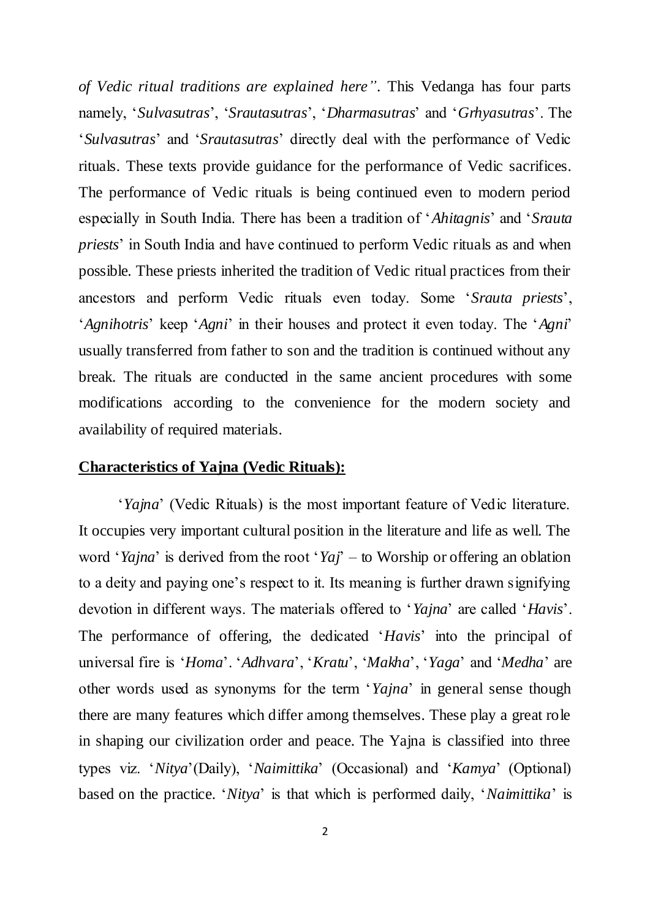*of Vedic ritual traditions are explained here"*. This Vedanga has four parts namely, '*Sulvasutras*', '*Srautasutras*', '*Dharmasutras*' and '*Grhyasutras*'. The '*Sulvasutras*' and '*Srautasutras*' directly deal with the performance of Vedic rituals. These texts provide guidance for the performance of Vedic sacrifices. The performance of Vedic rituals is being continued even to modern period especially in South India. There has been a tradition of '*Ahitagnis*' and '*Srauta priests*' in South India and have continued to perform Vedic rituals as and when possible. These priests inherited the tradition of Vedic ritual practices from their ancestors and perform Vedic rituals even today. Some '*Srauta priests*', '*Agnihotris*' keep '*Agni*' in their houses and protect it even today. The '*Agni*' usually transferred from father to son and the tradition is continued without any break. The rituals are conducted in the same ancient procedures with some modifications according to the convenience for the modern society and availability of required materials.

**Characteristics of Yajna (Vedic Rituals):**

'*Yajna*' (Vedic Rituals) is the most important feature of Vedic literature. It occupies very important cultural position in the literature and life as well. The word '*Yajna*' is derived from the root '*Yaj*' – to Worship or offering an oblation to a deity and paying one's respect to it. Its meaning is further drawn signifying devotion in different ways. The materials offered to '*Yajna*' are called '*Havis*'. The performance of offering, the dedicated '*Havis*' into the principal of universal fire is '*Homa*'. '*Adhvara*', '*Kratu*', '*Makha*', '*Yaga*' and '*Medha*' are other words used as synonyms for the term '*Yajna*' in general sense though there are many features which differ among themselves. These play a great role in shaping our civilization order and peace. The Yajna is classified into three types viz. '*Nitya*'(Daily), '*Naimittika*' (Occasional) and '*Kamya*' (Optional) based on the practice. '*Nitya*' is that which is performed daily, '*Naimittika*' is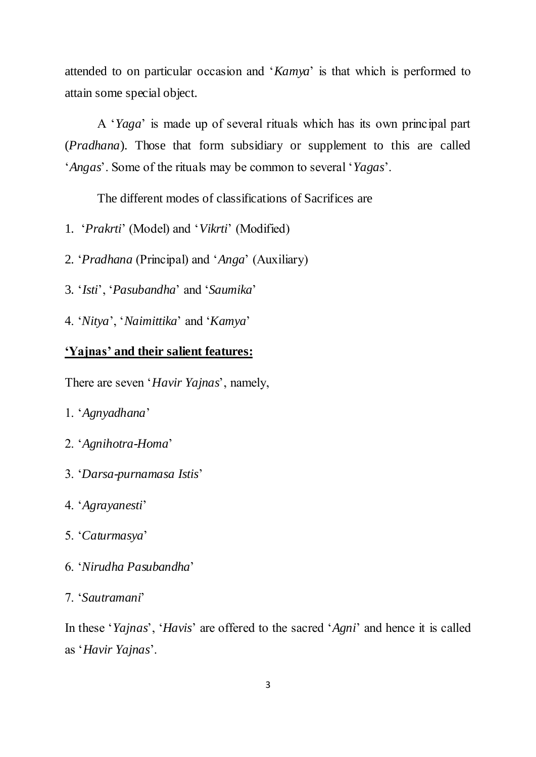attended to on particular occasion and '*Kamya*' is that which is performed to attain some special object.

A '*Yaga*' is made up of several rituals which has its own principal part (*Pradhana*). Those that form subsidiary or supplement to this are called '*Angas*'. Some of the rituals may be common to several '*Yagas*'.

The different modes of classifications of Sacrifices are

1. '*Prakrti*' (Model) and '*Vikrti*' (Modified)
2. '*Pradhana* (Principal) and '*Anga*' (Auxiliary)
3. '*Isti*', '*Pasubandha*' and '*Saumika*'
4. '*Nitya*', '*Naimittika*' and '*Kamya*'

**<u>'Yajnas' and their salient features:</u>**

There are seven '*Havir Yajnas*', namely,

1. '*Agnyadhana*'
2. '*Agnihotra-Homa*'
3. '*Darsa-purnamasa Istis*'
4. '*Agrayanesti*'
5. '*Caturmasya*'
6. '*Nirudha Pasubandha*'
7. '*Sautramani*'

In these '*Yajnas*', '*Havis*' are offered to the sacred '*Agni*' and hence it is called as '*Havir Yajnas*'.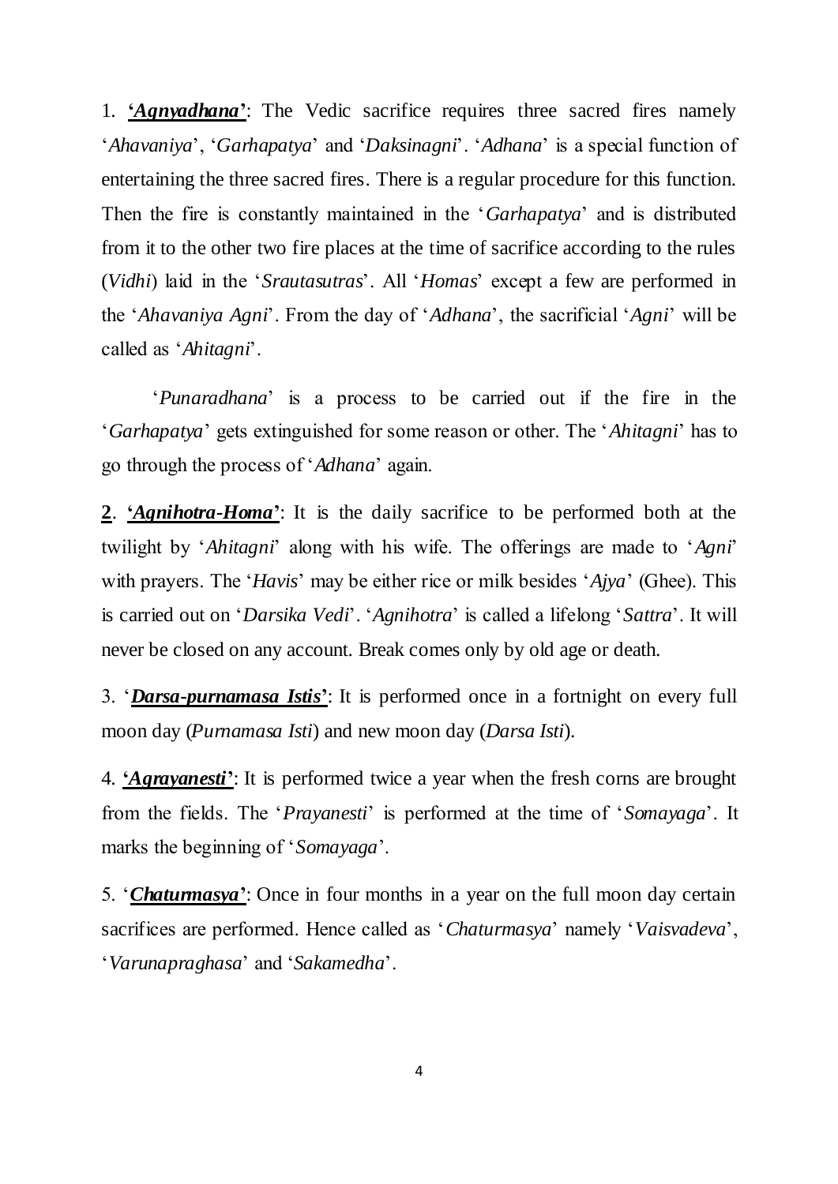1. ***'Agnyadhana'***: The Vedic sacrifice requires three sacred fires namely '*Ahavaniya*', '*Garhapatya*' and '*Daksinagni*'. '*Adhana*' is a special function of entertaining the three sacred fires. There is a regular procedure for this function. Then the fire is constantly maintained in the '*Garhapatya*' and is distributed from it to the other two fire places at the time of sacrifice according to the rules (*Vidhi*) laid in the '*Srautasutras*'. All '*Homas*' except a few are performed in the '*Ahavaniya Agni*'. From the day of '*Adhana*', the sacrificial '*Agni*' will be called as '*Ahitagni*'.

'*Punaradhana*' is a process to be carried out if the fire in the '*Garhapatya*' gets extinguished for some reason or other. The '*Ahitagni*' has to go through the process of '*Adhana*' again.

**2**. ***'Agnihotra-Homa'***: It is the daily sacrifice to be performed both at the twilight by '*Ahitagni*' along with his wife. The offerings are made to '*Agni*' with prayers. The '*Havis*' may be either rice or milk besides '*Ajya*' (Ghee). This is carried out on '*Darsika Vedi*'. '*Agnihotra*' is called a lifelong '*Sattra*'. It will never be closed on any account. Break comes only by old age or death.

3. '***Darsa-purnamasa Istis***': It is performed once in a fortnight on every full moon day (*Purnamasa Isti*) and new moon day (*Darsa Isti*).

4. ***'Agrayanesti'***: It is performed twice a year when the fresh corns are brought from the fields. The '*Prayanesti*' is performed at the time of '*Somayaga*'. It marks the beginning of '*Somayaga*'.

5. '***Chaturmasya***': Once in four months in a year on the full moon day certain sacrifices are performed. Hence called as '*Chaturmasya*' namely '*Vaisvadeva*', '*Varunapraghasa*' and '*Sakamedha*'.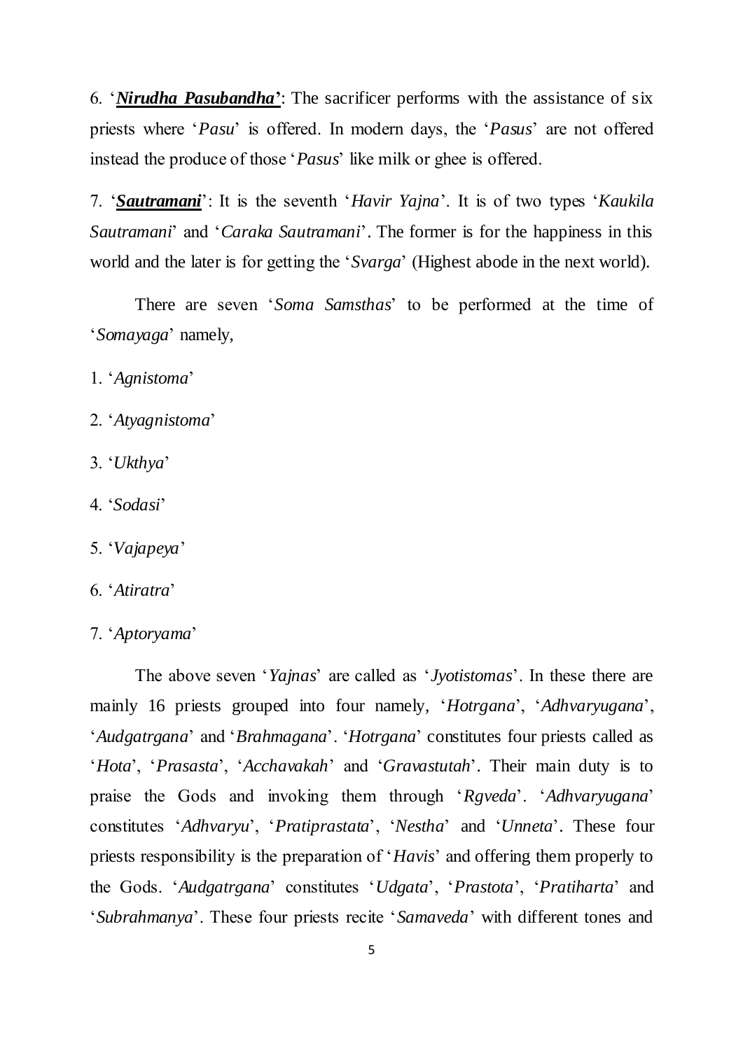6. '***Nirudha Pasubandha***': The sacrificer performs with the assistance of six priests where '*Pasu*' is offered. In modern days, the '*Pasus*' are not offered instead the produce of those '*Pasus*' like milk or ghee is offered.

7. '***Sautramani***': It is the seventh '*Havir Yajna*'. It is of two types '*Kaukila Sautramani*' and '*Caraka Sautramani*'. The former is for the happiness in this world and the later is for getting the '*Svarga*' (Highest abode in the next world).

There are seven '*Soma Samsthas*' to be performed at the time of '*Somayaga*' namely,

1. '*Agnistoma*'
2. '*Atyagnistoma*'
3. '*Ukthya*'
4. '*Sodasi*'
5. '*Vajapeya*'
6. '*Atiratra*'
7. '*Aptoryama*'

The above seven '*Yajnas*' are called as '*Jyotistomas*'. In these there are mainly 16 priests grouped into four namely, '*Hotrgana*', '*Adhvaryugana*', '*Audgatrgana*' and '*Brahmagana*'. '*Hotrgana*' constitutes four priests called as '*Hota*', '*Prasasta*', '*Acchavakah*' and '*Gravastutah*'. Their main duty is to praise the Gods and invoking them through '*Rgveda*'. '*Adhvaryugana*' constitutes '*Adhvaryu*', '*Pratiprastata*', '*Nestha*' and '*Unneta*'. These four priests responsibility is the preparation of '*Havis*' and offering them properly to the Gods. '*Audgatrgana*' constitutes '*Udgata*', '*Prastota*', '*Pratiharta*' and '*Subrahmanya*'. These four priests recite '*Samaveda*' with different tones and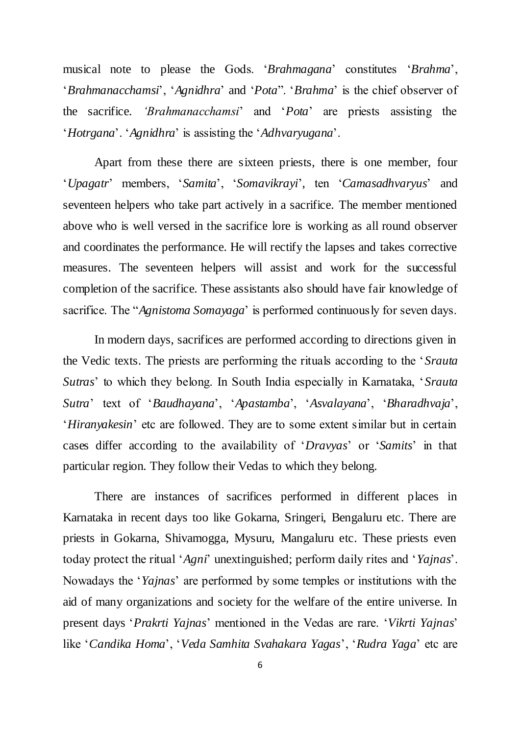musical note to please the Gods. '*Brahmagana*' constitutes '*Brahma*', '*Brahmanacchamsi*', '*Agnidhra*' and '*Pota*". '*Brahma*' is the chief observer of the sacrifice. *'Brahmanacchamsi*' and '*Pota*' are priests assisting the '*Hotrgana*'. '*Agnidhra*' is assisting the '*Adhvaryugana*'.

Apart from these there are sixteen priests, there is one member, four '*Upagatr*' members, '*Samita*', '*Somavikrayi*', ten '*Camasadhvaryus*' and seventeen helpers who take part actively in a sacrifice. The member mentioned above who is well versed in the sacrifice lore is working as all round observer and coordinates the performance. He will rectify the lapses and takes corrective measures. The seventeen helpers will assist and work for the successful completion of the sacrifice. These assistants also should have fair knowledge of sacrifice. The "*Agnistoma Somayaga*' is performed continuously for seven days.

In modern days, sacrifices are performed according to directions given in the Vedic texts. The priests are performing the rituals according to the '*Srauta Sutras*' to which they belong. In South India especially in Karnataka, '*Srauta Sutra*' text of '*Baudhayana*', '*Apastamba*', '*Asvalayana*', '*Bharadhvaja*', '*Hiranyakesin*' etc are followed. They are to some extent similar but in certain cases differ according to the availability of '*Dravyas*' or '*Samits*' in that particular region. They follow their Vedas to which they belong.

There are instances of sacrifices performed in different places in Karnataka in recent days too like Gokarna, Sringeri, Bengaluru etc. There are priests in Gokarna, Shivamogga, Mysuru, Mangaluru etc. These priests even today protect the ritual '*Agni*' unextinguished; perform daily rites and '*Yajnas*'. Nowadays the '*Yajnas*' are performed by some temples or institutions with the aid of many organizations and society for the welfare of the entire universe. In present days '*Prakrti Yajnas*' mentioned in the Vedas are rare. '*Vikrti Yajnas*' like '*Candika Homa*', '*Veda Samhita Svahakara Yagas*', '*Rudra Yaga*' etc are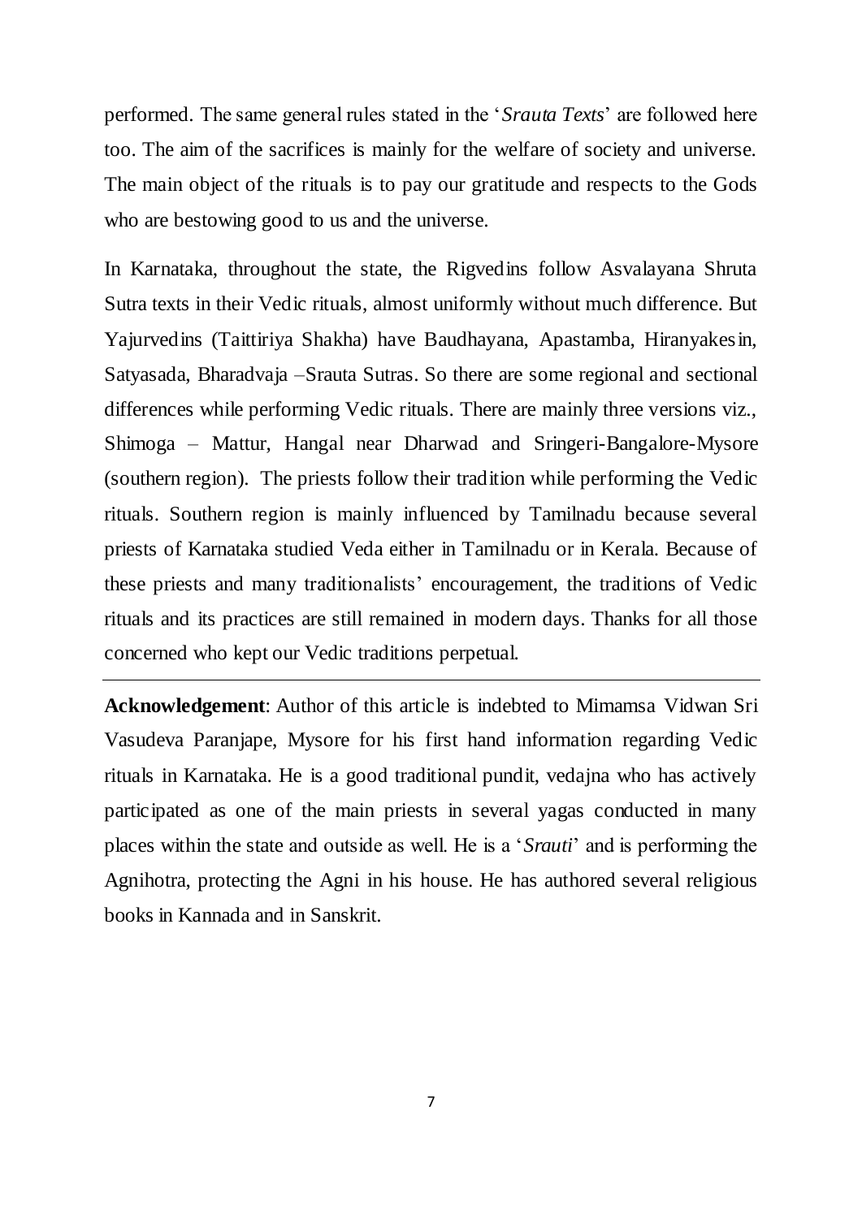performed. The same general rules stated in the '*Srauta Texts*' are followed here too. The aim of the sacrifices is mainly for the welfare of society and universe. The main object of the rituals is to pay our gratitude and respects to the Gods who are bestowing good to us and the universe.

In Karnataka, throughout the state, the Rigvedins follow Asvalayana Shruta Sutra texts in their Vedic rituals, almost uniformly without much difference. But Yajurvedins (Taittiriya Shakha) have Baudhayana, Apastamba, Hiranyakesin, Satyasada, Bharadvaja –Srauta Sutras. So there are some regional and sectional differences while performing Vedic rituals. There are mainly three versions viz., Shimoga – Mattur, Hangal near Dharwad and Sringeri-Bangalore-Mysore (southern region). The priests follow their tradition while performing the Vedic rituals. Southern region is mainly influenced by Tamilnadu because several priests of Karnataka studied Veda either in Tamilnadu or in Kerala. Because of these priests and many traditionalists' encouragement, the traditions of Vedic rituals and its practices are still remained in modern days. Thanks for all those concerned who kept our Vedic traditions perpetual.

---

**Acknowledgement**: Author of this article is indebted to Mimamsa Vidwan Sri Vasudeva Paranjape, Mysore for his first hand information regarding Vedic rituals in Karnataka. He is a good traditional pundit, vedajna who has actively participated as one of the main priests in several yagas conducted in many places within the state and outside as well. He is a '*Srauti*' and is performing the Agnihotra, protecting the Agni in his house. He has authored several religious books in Kannada and in Sanskrit.